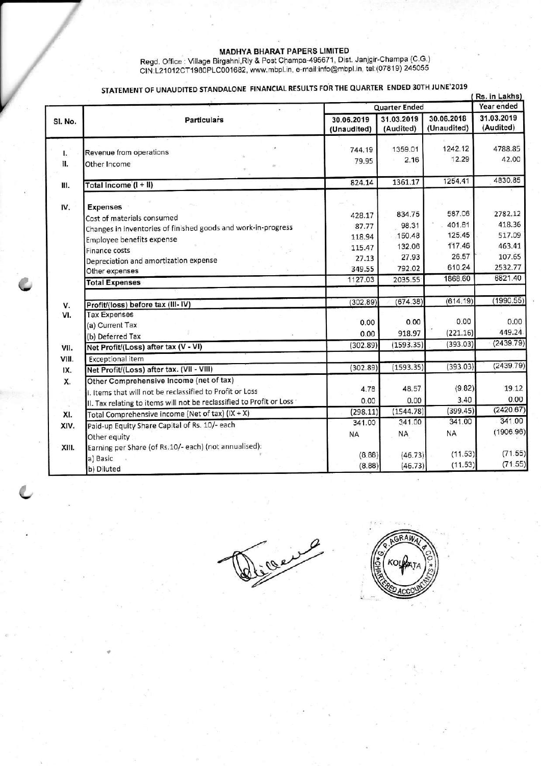# MADHYA BHARAT PAPERS LIMITED

Regd. Office : Village Birgahni,Rly & Post Champa-495671, Dist. Janjgir-Champa (C.G.)
CIN:L21012CT1980PLC001682, www.mbpl.in, e-mail:info@mbpl.in, tel:(07819) 245055

## STATEMENT OF UNAUDITED STANDALONE FINANCIAL RESULTS FOR THE QUARTER ENDED 30TH JUNE'2019

( Rs. in Lakhs)

| Sl. No. | Particulars | Quarter Ended | | | Year ended |
|---|---|---|---|---|---|
| | | 30.06.2019 (Unaudited) | 31.03.2019 (Audited) | 30.06.2018 (Unaudited) | 31.03.2019 (Audited) |
| I. | Revenue from operations | 744.19 | 1359.01 | 1242.12 | 4788.85 |
| II. | Other Income | 79.95 | 2.16 | 12.29 | 42.00 |
| III. | Total Income (I + II) | 824.14 | 1361.17 | 1254.41 | 4830.85 |
| IV. | **Expenses** | | | | |
| | Cost of materials consumed | 428.17 | 834.75 | 587.06 | 2782.12 |
| | Changes in inventories of finished goods and work-in-progress | 87.77 | 98.31 | 401.81 | 418.36 |
| | Employee benefits expense | 118.94 | 150.48 | 125.45 | 517.09 |
| | Finance costs | 115.47 | 132.06 | 117.46 | 463.41 |
| | Depreciation and amortization expense | 27.13 | 27.93 | 26.57 | 107.65 |
| | Other expenses | 349.55 | 792.02 | 610.24 | 2532.77 |
| | **Total Expenses** | 1127.03 | 2035.55 | 1868.60 | 6821.40 |
| V. | **Profit/(loss) before tax (III- IV)** | (302.89) | (674.38) | (614.19) | (1990.55) |
| VI. | Tax Expenses | | | | |
| | (a) Current Tax | 0.00 | 0.00 | 0.00 | 0.00 |
| | (b) Deferred Tax | 0.00 | 918.97 | (221.16) | 449.24 |
| VII. | **Net Profit/(Loss) after tax (V - VI)** | (302.89) | (1593.35) | (393.03) | (2439.79) |
| VIII. | Exceptional item | | | | |
| IX. | **Net Profit/(Loss) after tax. (VII - VIII)** | (302.89) | (1593.35) | (393.03) | (2439.79) |
| X. | Other Comprehensive Income (net of tax) | | | | |
| | I. Items that will not be reclassified to Profit or Loss | 4.78 | 48.57 | (9.82) | 19.12 |
| | II. Tax relating to items will not be reclassified to Profit or Loss | 0.00 | 0.00 | 3.40 | 0.00 |
| XI. | Total Comprehensive income (Net of tax) (IX + X) | (298.11) | (1544.78) | (399.45) | (2420.67) |
| XIV. | Paid-up Equity Share Capital of Rs. 10/- each | 341.00 | 341.00 | 341.00 | 341.00 |
| | Other equity | NA | NA | NA | (1906.96) |
| XIII. | Earning per Share (of Rs.10/- each) (not annualised): | | | | |
| | a) Basic | (8.88) | (46.73) | (11.53) | (71.55) |
| | b) Diluted | (8.88) | (46.73) | (11.53) | (71.55) |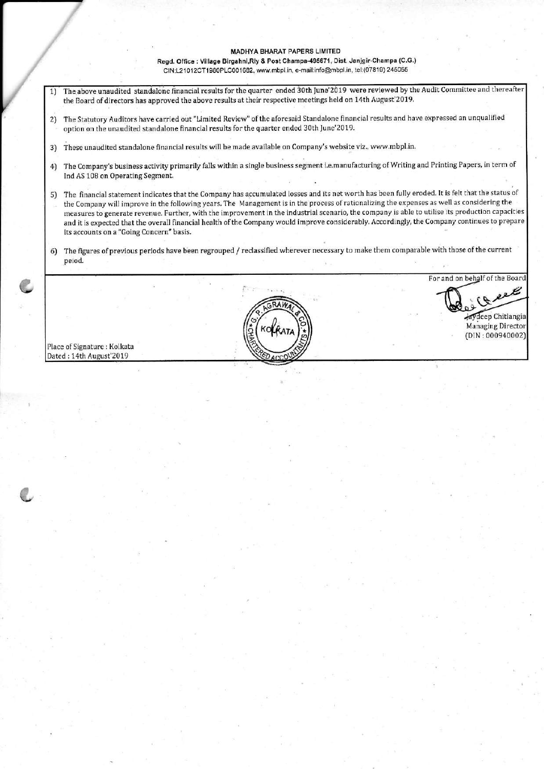**MADHYA BHARAT PAPERS LIMITED**

**Regd. Office : Village Birgahni,Rly & Post Champa-495671, Dist. Janjgir-Champa (C.G.)**

CIN:L21012CT1980PLC001682, www.mbpl.in, e-mail:info@mbpl.in, tel:(07819) 245055

1) The above unaudited standalone financial results for the quarter ended 30th June'2019 were reviewed by the Audit Committee and thereafter the Board of directors has approved the above results at their respective meetings held on 14th August'2019.

2) The Statutory Auditors have carried out "Limited Review" of the aforesaid Standalone financial results and have expressed an unqualified option on the unaudited standalone financial results for the quarter ended 30th June'2019.

3) These unaudited standalone financial results will be made available on Company's website viz., www.mbpl.in.

4) The Company's business activity primarily falls within a single business segment i.e.manufacturing of Writing and Printing Papers, in term of Ind AS 108 on Operating Segment.

5) The financial statement indicates that the Company has accumulated losses and its net worth has been fully eroded. It is felt that the status of the Company will improve in the following years. The Management is in the process of rationalizing the expenses as well as considering the measures to generate revenue. Further, with the improvement in the industrial scenario, the company is able to utilise its production capacities and it is expected that the overall financial health of the Company would improve considerably. Accordingly, the Company continues to prepare its accounts on a "Going Concern" basis.

6) The figures of previous periods have been regrouped / reclassified wherever necessary to make them comparable with those of the current peiod.

For and on behalf of the Board

Jaydeep Chitlangia
Managing Director
(DIN : 000940002)

Place of Signature : Kolkata
Dated : 14th August'2019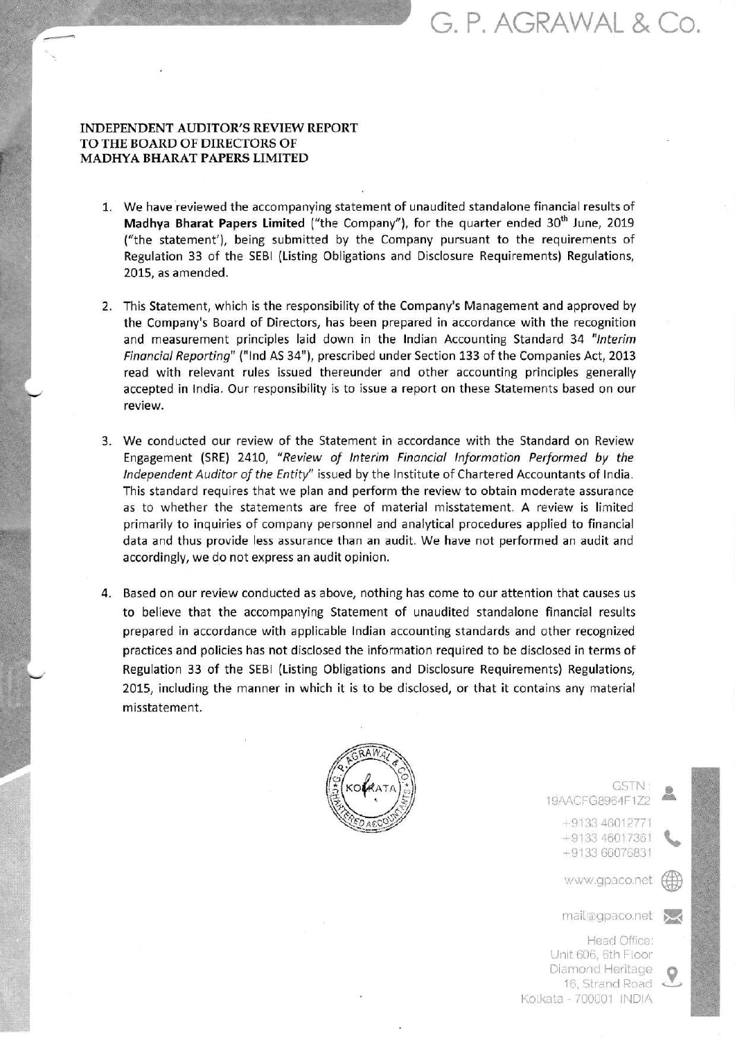# G. P. AGRAWAL & Co.

**INDEPENDENT AUDITOR'S REVIEW REPORT**
**TO THE BOARD OF DIRECTORS OF**
**MADHYA BHARAT PAPERS LIMITED**

1. We have reviewed the accompanying statement of unaudited standalone financial results of **Madhya Bharat Papers Limited** ("the Company"), for the quarter ended 30th June, 2019 ("the statement'), being submitted by the Company pursuant to the requirements of Regulation 33 of the SEBI (Listing Obligations and Disclosure Requirements) Regulations, 2015, as amended.

2. This Statement, which is the responsibility of the Company's Management and approved by the Company's Board of Directors, has been prepared in accordance with the recognition and measurement principles laid down in the Indian Accounting Standard 34 "*Interim Financial Reporting*" ("Ind AS 34"), prescribed under Section 133 of the Companies Act, 2013 read with relevant rules issued thereunder and other accounting principles generally accepted in India. Our responsibility is to issue a report on these Statements based on our review.

3. We conducted our review of the Statement in accordance with the Standard on Review Engagement (SRE) 2410, "*Review of Interim Financial Information Performed by the Independent Auditor of the Entity*" issued by the Institute of Chartered Accountants of India. This standard requires that we plan and perform the review to obtain moderate assurance as to whether the statements are free of material misstatement. A review is limited primarily to inquiries of company personnel and analytical procedures applied to financial data and thus provide less assurance than an audit. We have not performed an audit and accordingly, we do not express an audit opinion.

4. Based on our review conducted as above, nothing has come to our attention that causes us to believe that the accompanying Statement of unaudited standalone financial results prepared in accordance with applicable Indian accounting standards and other recognized practices and policies has not disclosed the information required to be disclosed in terms of Regulation 33 of the SEBI (Listing Obligations and Disclosure Requirements) Regulations, 2015, including the manner in which it is to be disclosed, or that it contains any material misstatement.

GSTN : 19AACFG8964F1Z2

+9133 46012771
+9133 46017361
+9133 66076831

www.gpaco.net

mail@gpaco.net

Head Office:
Unit 606, 6th Floor
Diamond Heritage
16, Strand Road
Kolkata - 700001 INDIA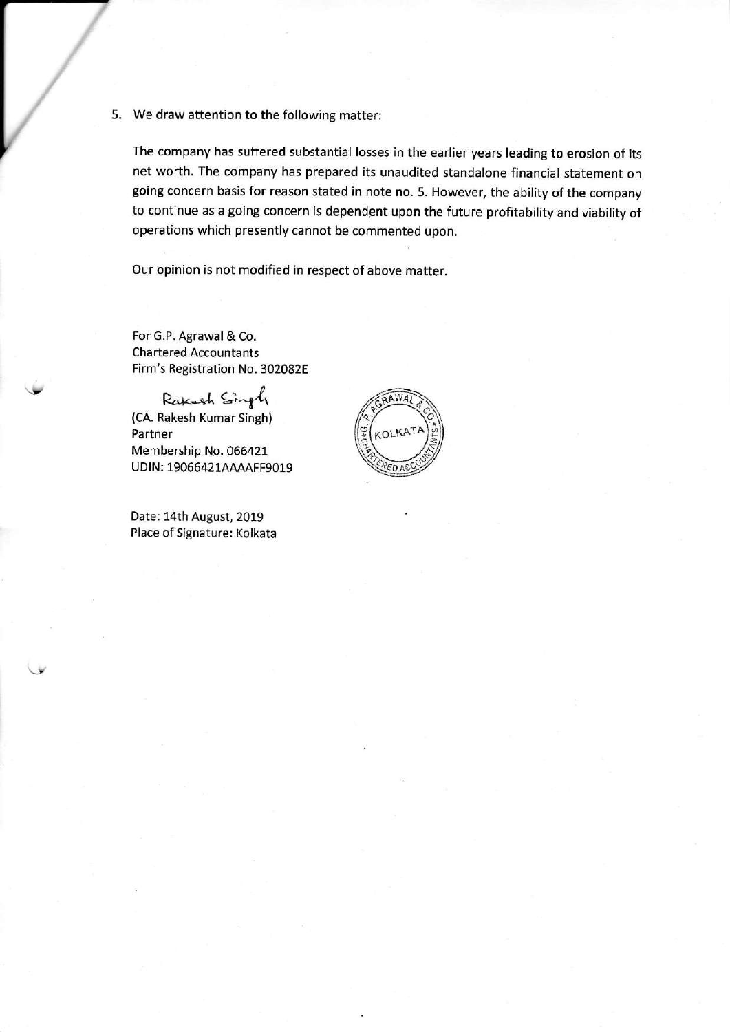5. We draw attention to the following matter:

   The company has suffered substantial losses in the earlier years leading to erosion of its net worth. The company has prepared its unaudited standalone financial statement on going concern basis for reason stated in note no. 5. However, the ability of the company to continue as a going concern is dependent upon the future profitability and viability of operations which presently cannot be commented upon.

   Our opinion is not modified in respect of above matter.

For G.P. Agrawal & Co.
Chartered Accountants
Firm's Registration No. 302082E

Rakesh Singh
(CA. Rakesh Kumar Singh)
Partner
Membership No. 066421
UDIN: 19066421AAAAFF9019

Date: 14th August, 2019
Place of Signature: Kolkata